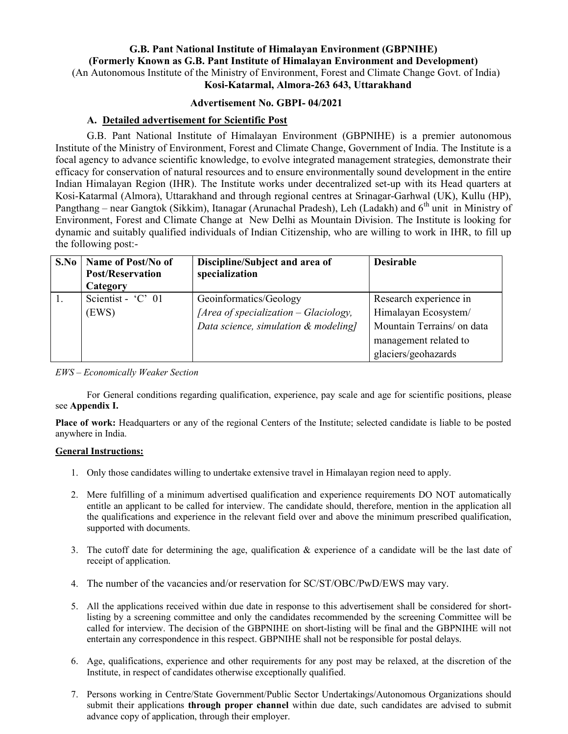**G.B. Pant National Institute of Himalayan Environment (GBPNIHE)**
**(Formerly Known as G.B. Pant Institute of Himalayan Environment and Development)**
(An Autonomous Institute of the Ministry of Environment, Forest and Climate Change Govt. of India)
**Kosi-Katarmal, Almora-263 643, Uttarakhand**

**Advertisement No. GBPI- 04/2021**

## A. Detailed advertisement for Scientific Post

G.B. Pant National Institute of Himalayan Environment (GBPNIHE) is a premier autonomous Institute of the Ministry of Environment, Forest and Climate Change, Government of India. The Institute is a focal agency to advance scientific knowledge, to evolve integrated management strategies, demonstrate their efficacy for conservation of natural resources and to ensure environmentally sound development in the entire Indian Himalayan Region (IHR). The Institute works under decentralized set-up with its Head quarters at Kosi-Katarmal (Almora), Uttarakhand and through regional centres at Srinagar-Garhwal (UK), Kullu (HP), Pangthang – near Gangtok (Sikkim), Itanagar (Arunachal Pradesh), Leh (Ladakh) and 6th unit in Ministry of Environment, Forest and Climate Change at New Delhi as Mountain Division. The Institute is looking for dynamic and suitably qualified individuals of Indian Citizenship, who are willing to work in IHR, to fill up the following post:-

| S.No | Name of Post/No of Post/Reservation Category | Discipline/Subject and area of specialization | Desirable |
|---|---|---|---|
| 1. | Scientist - 'C' 01 (EWS) | Geoinformatics/Geology *[Area of specialization – Glaciology, Data science, simulation & modeling]* | Research experience in Himalayan Ecosystem/ Mountain Terrains/ on data management related to glaciers/geohazards |

*EWS – Economically Weaker Section*

For General conditions regarding qualification, experience, pay scale and age for scientific positions, please see **Appendix I.**

**Place of work:** Headquarters or any of the regional Centers of the Institute; selected candidate is liable to be posted anywhere in India.

**General Instructions:**

1. Only those candidates willing to undertake extensive travel in Himalayan region need to apply.
2. Mere fulfilling of a minimum advertised qualification and experience requirements DO NOT automatically entitle an applicant to be called for interview. The candidate should, therefore, mention in the application all the qualifications and experience in the relevant field over and above the minimum prescribed qualification, supported with documents.
3. The cutoff date for determining the age, qualification & experience of a candidate will be the last date of receipt of application.
4. The number of the vacancies and/or reservation for SC/ST/OBC/PwD/EWS may vary.
5. All the applications received within due date in response to this advertisement shall be considered for short-listing by a screening committee and only the candidates recommended by the screening Committee will be called for interview. The decision of the GBPNIHE on short-listing will be final and the GBPNIHE will not entertain any correspondence in this respect. GBPNIHE shall not be responsible for postal delays.
6. Age, qualifications, experience and other requirements for any post may be relaxed, at the discretion of the Institute, in respect of candidates otherwise exceptionally qualified.
7. Persons working in Centre/State Government/Public Sector Undertakings/Autonomous Organizations should submit their applications **through proper channel** within due date, such candidates are advised to submit advance copy of application, through their employer.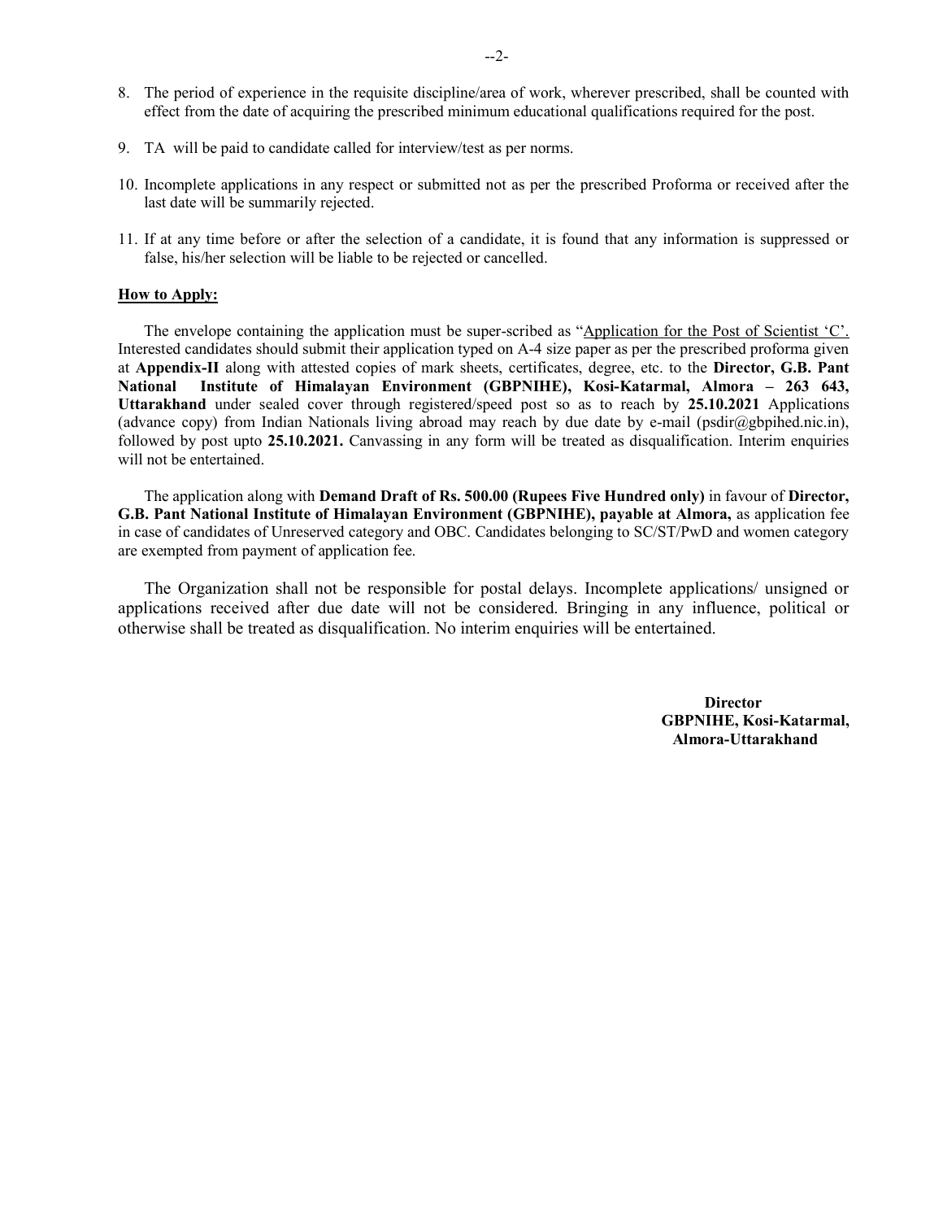8. The period of experience in the requisite discipline/area of work, wherever prescribed, shall be counted with effect from the date of acquiring the prescribed minimum educational qualifications required for the post.

9. TA will be paid to candidate called for interview/test as per norms.

10. Incomplete applications in any respect or submitted not as per the prescribed Proforma or received after the last date will be summarily rejected.

11. If at any time before or after the selection of a candidate, it is found that any information is suppressed or false, his/her selection will be liable to be rejected or cancelled.

**How to Apply:**

The envelope containing the application must be super-scribed as "Application for the Post of Scientist 'C'. Interested candidates should submit their application typed on A-4 size paper as per the prescribed proforma given at **Appendix-II** along with attested copies of mark sheets, certificates, degree, etc. to the **Director, G.B. Pant National Institute of Himalayan Environment (GBPNIHE), Kosi-Katarmal, Almora – 263 643, Uttarakhand** under sealed cover through registered/speed post so as to reach by **25.10.2021** Applications (advance copy) from Indian Nationals living abroad may reach by due date by e-mail (psdir@gbpihed.nic.in), followed by post upto **25.10.2021.** Canvassing in any form will be treated as disqualification. Interim enquiries will not be entertained.

The application along with **Demand Draft of Rs. 500.00 (Rupees Five Hundred only)** in favour of **Director, G.B. Pant National Institute of Himalayan Environment (GBPNIHE), payable at Almora,** as application fee in case of candidates of Unreserved category and OBC. Candidates belonging to SC/ST/PwD and women category are exempted from payment of application fee.

The Organization shall not be responsible for postal delays. Incomplete applications/ unsigned or applications received after due date will not be considered. Bringing in any influence, political or otherwise shall be treated as disqualification. No interim enquiries will be entertained.

**Director**
**GBPNIHE, Kosi-Katarmal,**
**Almora-Uttarakhand**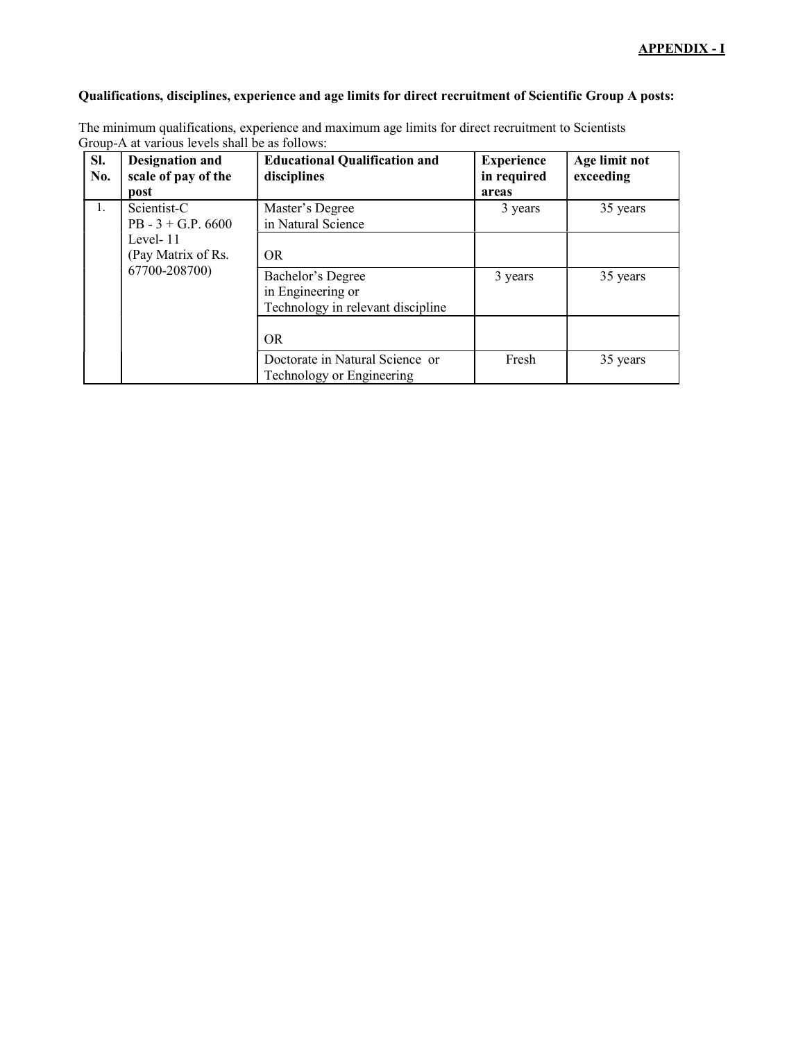**APPENDIX - I**

**Qualifications, disciplines, experience and age limits for direct recruitment of Scientific Group A posts:**

The minimum qualifications, experience and maximum age limits for direct recruitment to Scientists Group-A at various levels shall be as follows:

| Sl. No. | Designation and scale of pay of the post | Educational Qualification and disciplines | Experience in required areas | Age limit not exceeding |
|---|---|---|---|---|
| 1. | Scientist-C PB - 3 + G.P. 6600 Level- 11 (Pay Matrix of Rs. 67700-208700) | Master's Degree in Natural Science | 3 years | 35 years |
| | | OR | | |
| | | Bachelor's Degree in Engineering or Technology in relevant discipline | 3 years | 35 years |
| | | OR | | |
| | | Doctorate in Natural Science or Technology or Engineering | Fresh | 35 years |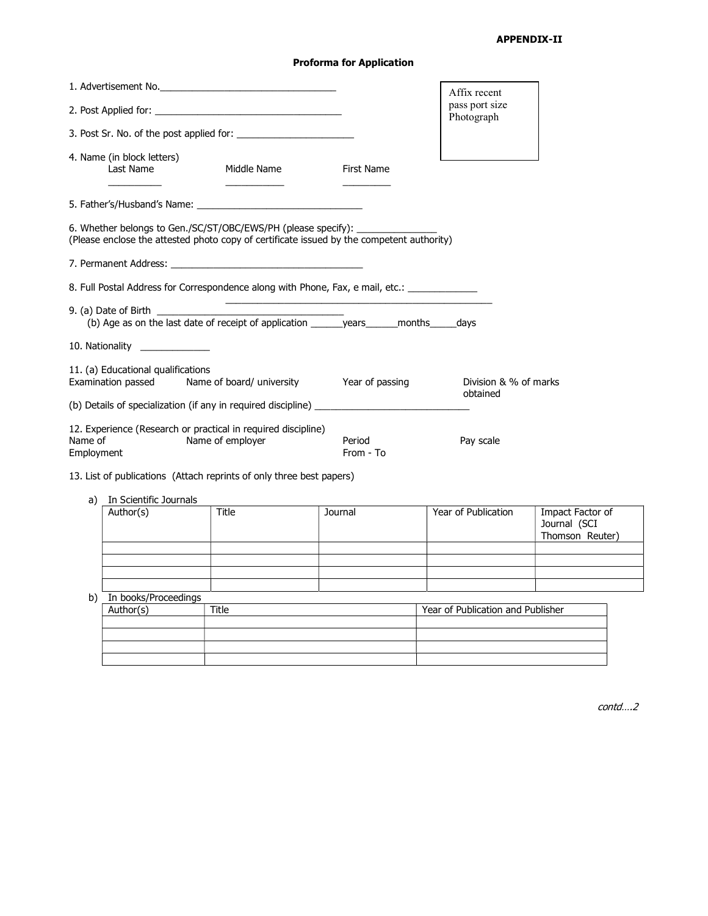**APPENDIX-II**

## Proforma for Application

1. Advertisement No.\_\_\_\_\_\_\_\_\_\_\_\_\_\_\_\_\_\_\_\_\_\_\_\_\_\_\_\_\_\_\_\_\_\_

2. Post Applied for: \_\_\_\_\_\_\_\_\_\_\_\_\_\_\_\_\_\_\_\_\_\_\_\_\_\_\_\_\_\_\_\_\_\_\_\_\_

3. Post Sr. No. of the post applied for: \_\_\_\_\_\_\_\_\_\_\_\_\_\_\_\_\_\_\_\_\_\_

Affix recent pass port size Photograph

4. Name (in block letters)

| Last Name | Middle Name | First Name |
|---|---|---|
| \_\_\_\_\_\_\_\_\_\_ | \_\_\_\_\_\_\_\_\_\_\_ | \_\_\_\_\_\_\_\_\_ |

5. Father's/Husband's Name: \_\_\_\_\_\_\_\_\_\_\_\_\_\_\_\_\_\_\_\_\_\_\_\_\_\_\_\_\_\_\_\_

6. Whether belongs to Gen./SC/ST/OBC/EWS/PH (please specify): \_\_\_\_\_\_\_\_\_\_\_\_\_\_\_
(Please enclose the attested photo copy of certificate issued by the competent authority)

7. Permanent Address: \_\_\_\_\_\_\_\_\_\_\_\_\_\_\_\_\_\_\_\_\_\_\_\_\_\_\_\_\_\_\_\_\_\_\_\_\_

8. Full Postal Address for Correspondence along with Phone, Fax, e mail, etc.: \_\_\_\_\_\_\_\_\_\_\_\_\_
\_\_\_\_\_\_\_\_\_\_\_\_\_\_\_\_\_\_\_\_\_\_\_\_\_\_\_\_\_\_\_\_\_\_\_\_\_\_\_\_\_\_\_\_\_\_\_\_\_\_\_\_

9. (a) Date of Birth \_\_\_\_\_\_\_\_\_\_\_\_\_\_\_\_\_\_\_\_\_\_\_\_\_\_\_\_\_\_\_\_\_\_\_\_\_
   (b) Age as on the last date of receipt of application \_\_\_\_\_\_years\_\_\_\_\_\_months\_\_\_\_\_days

10. Nationality \_\_\_\_\_\_\_\_\_\_\_\_\_

11. (a) Educational qualifications

| Examination passed | Name of board/ university | Year of passing | Division & % of marks obtained |
|---|---|---|---|

(b) Details of specialization (if any in required discipline) \_\_\_\_\_\_\_\_\_\_\_\_\_\_\_\_\_\_\_\_\_\_\_\_\_\_\_\_\_\_

12. Experience (Research or practical in required discipline)

| Name of Employment | Name of employer | Period From - To | Pay scale |
|---|---|---|---|

13. List of publications (Attach reprints of only three best papers)

a) In Scientific Journals

| Author(s) | Title | Journal | Year of Publication | Impact Factor of Journal (SCI Thomson Reuter) |
|---|---|---|---|---|
| | | | | |
| | | | | |
| | | | | |
| | | | | |

b) In books/Proceedings

| Author(s) | Title | Year of Publication and Publisher |
|---|---|---|
| | | |
| | | |
| | | |
| | | |

*contd….2*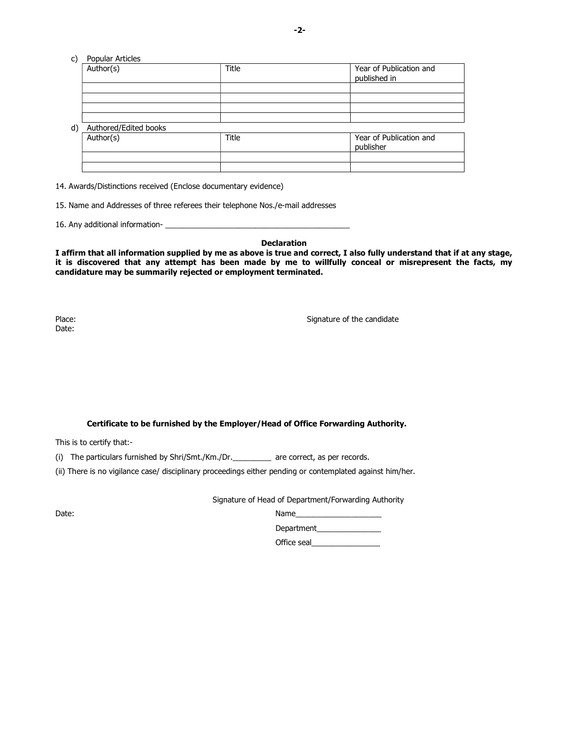c) Popular Articles

| Author(s) | Title | Year of Publication and published in |
| --- | --- | --- |
| | | |
| | | |
| | | |
| | | |

d) Authored/Edited books

| Author(s) | Title | Year of Publication and publisher |
| --- | --- | --- |
| | | |
| | | |

14. Awards/Distinctions received (Enclose documentary evidence)

15. Name and Addresses of three referees their telephone Nos./e-mail addresses

16. Any additional information- ____________________________________________

**Declaration**

**I affirm that all information supplied by me as above is true and correct, I also fully understand that if at any stage, it is discovered that any attempt has been made by me to willfully conceal or misrepresent the facts, my candidature may be summarily rejected or employment terminated.**

Place:

Date:

Signature of the candidate

**Certificate to be furnished by the Employer/Head of Office Forwarding Authority.**

This is to certify that:-

(i) The particulars furnished by Shri/Smt./Km./Dr._________ are correct, as per records.

(ii) There is no vigilance case/ disciplinary proceedings either pending or contemplated against him/her.

Signature of Head of Department/Forwarding Authority

Date:

Name____________________

Department_______________

Office seal________________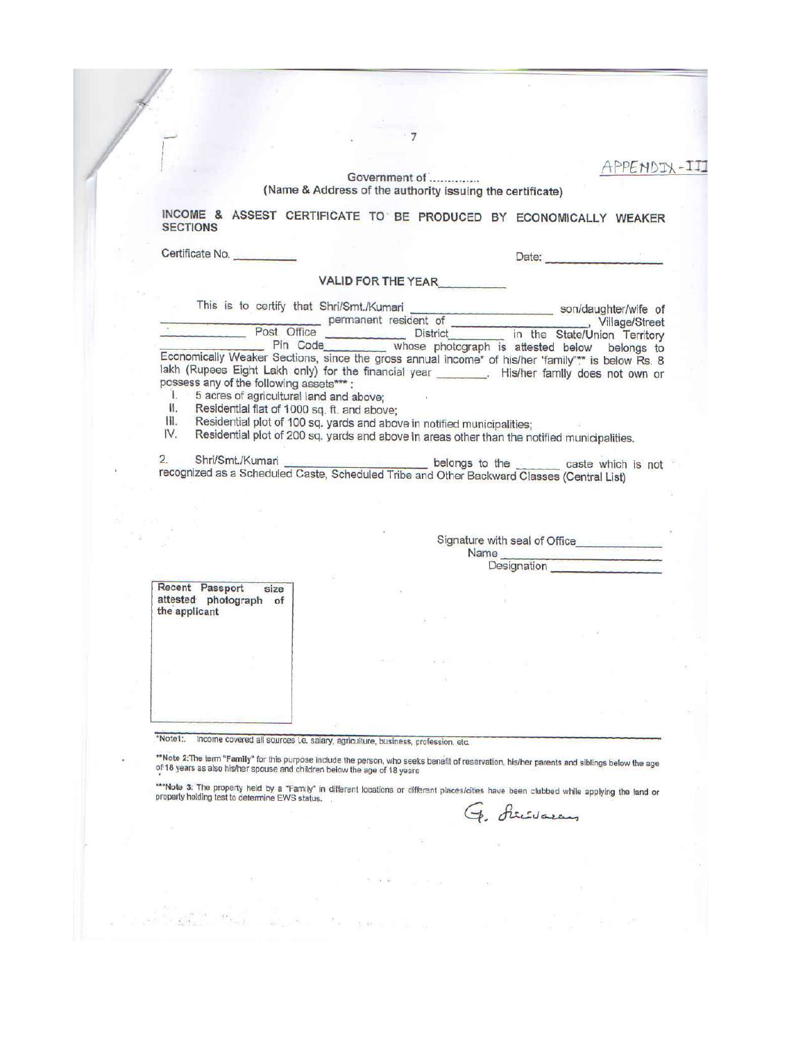APPENDIX-III

Government of .............

**(Name & Address of the authority issuing the certificate)**

## INCOME & ASSEST CERTIFICATE TO BE PRODUCED BY ECONOMICALLY WEAKER SECTIONS

Certificate No. __________ Date: __________________

**VALID FOR THE YEAR__________**

This is to certify that Shri/Smt./Kumari ______________________ son/daughter/wife of ______________________ permanent resident of ____________________, Village/Street ____________ Post Office ____________ District ________ in the State/Union Territory ______________ Pin Code__________ whose photograph is attested below belongs to Economically Weaker Sections, since the gross annual income* of his/her 'family'** is below Rs. 8 lakh (Rupees Eight Lakh only) for the financial year ________. His/her family does not own or possess any of the following assets*** :

I. 5 acres of agricultural land and above;
II. Residential flat of 1000 sq. ft. and above;
III. Residential plot of 100 sq. yards and above in notified municipalities;
IV. Residential plot of 200 sq. yards and above in areas other than the notified municipalities.

2. Shri/Smt./Kumari ______________________ belongs to the _______ caste which is not recognized as a Scheduled Caste, Scheduled Tribe and Other Backward Classes (Central List)

Signature with seal of Office______________
Name ______________________
Designation ________________

| |
|---|
| **Recent Passport size attested photograph of the applicant** |

*Note1:. Income covered all sources i.e. salary, agriculture, business, profession, etc.

**Note 2:The term "Family" for this purpose include the person, who seeks benefit of reservation, his/her parents and siblings below the age of 18 years as also his/her spouse and children below the age of 18 years

***Note 3: The property held by a "Family" in different locations or different places/cities have been clubbed while applying the land or property holding test to determine EWS status.

G. Sreedaran